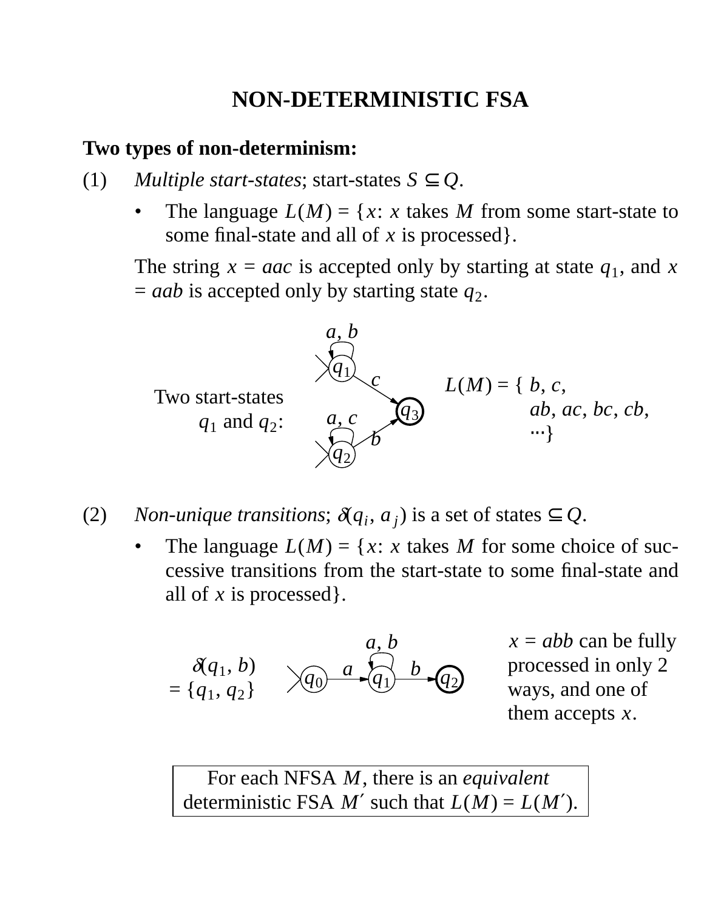# NON-DETERMINISTIC FSA

**Two types of non-determinism:**

(1) *Multiple start-states*; start-states $S \subseteq Q$.

- The language $L(M)$ = {$x$: $x$ takes $M$ from some start-state to some final-state and all of $x$ is processed}.

The string $x$ = *aac* is accepted only by starting at state $q_1$, and $x$ = *aab* is accepted only by starting state $q_2$.

Two start-states $q_1$ and $q_2$:

$L(M)$ = { $b$, $c$, $ab$, $ac$, $bc$, $cb$, ...}

(2) *Non-unique transitions*; $\delta(q_i, a_j)$ is a set of states $\subseteq Q$.

- The language $L(M)$ = {$x$: $x$ takes $M$ for some choice of successive transitions from the start-state to some final-state and all of $x$ is processed}.

$\delta(q_1, b) = \{q_1, q_2\}$

$x$ = *abb* can be fully processed in only 2 ways, and one of them accepts $x$.

For each NFSA $M$, there is an *equivalent* deterministic FSA $M'$ such that $L(M) = L(M')$.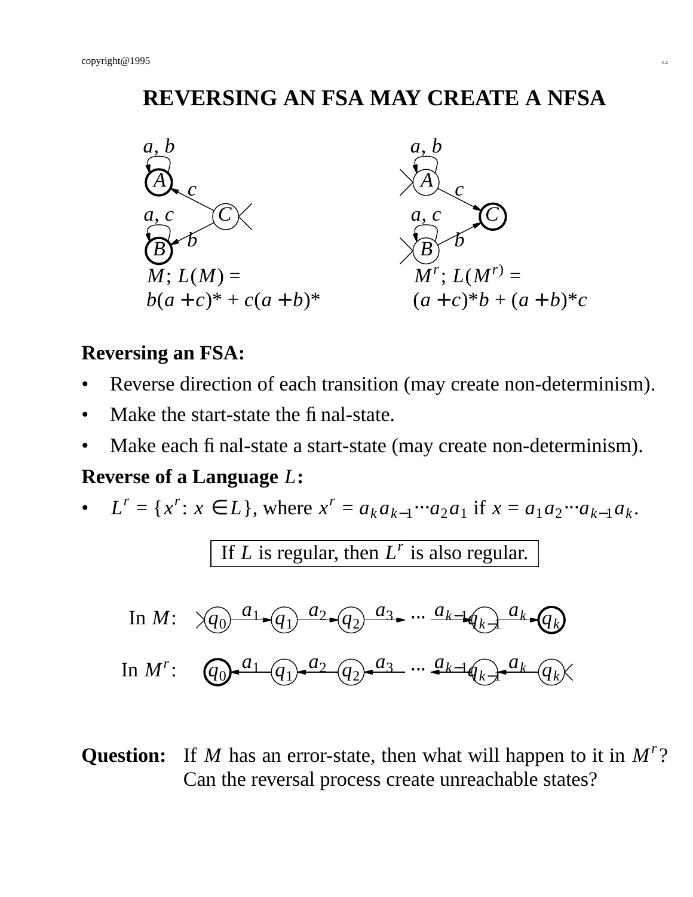# REVERSING AN FSA MAY CREATE A NFSA

$M$; $L(M) = b(a + c)^* + c(a + b)^*$

$M^r$; $L(M^r) = (a + c)^*b + (a + b)^*c$

**Reversing an FSA:**

- Reverse direction of each transition (may create non-determinism).
- Make the start-state the final-state.
- Make each final-state a start-state (may create non-determinism).

**Reverse of a Language $L$:**

- $L^r = \{x^r : x \in L\}$, where $x^r = a_k a_{k-1} \cdots a_2 a_1$ if $x = a_1 a_2 \cdots a_{k-1} a_k$.

> If $L$ is regular, then $L^r$ is also regular.

In $M$: $q_0 \xrightarrow{a_1} q_1 \xrightarrow{a_2} q_2 \xrightarrow{a_3} \cdots \xrightarrow{a_{k-1}} q_{k-1} \xrightarrow{a_k} q_k$

In $M^r$: $q_0 \xleftarrow{a_1} q_1 \xleftarrow{a_2} q_2 \xleftarrow{a_3} \cdots \xleftarrow{a_{k-1}} q_{k-1} \xleftarrow{a_k} q_k$

**Question:** If $M$ has an error-state, then what will happen to it in $M^r$? Can the reversal process create unreachable states?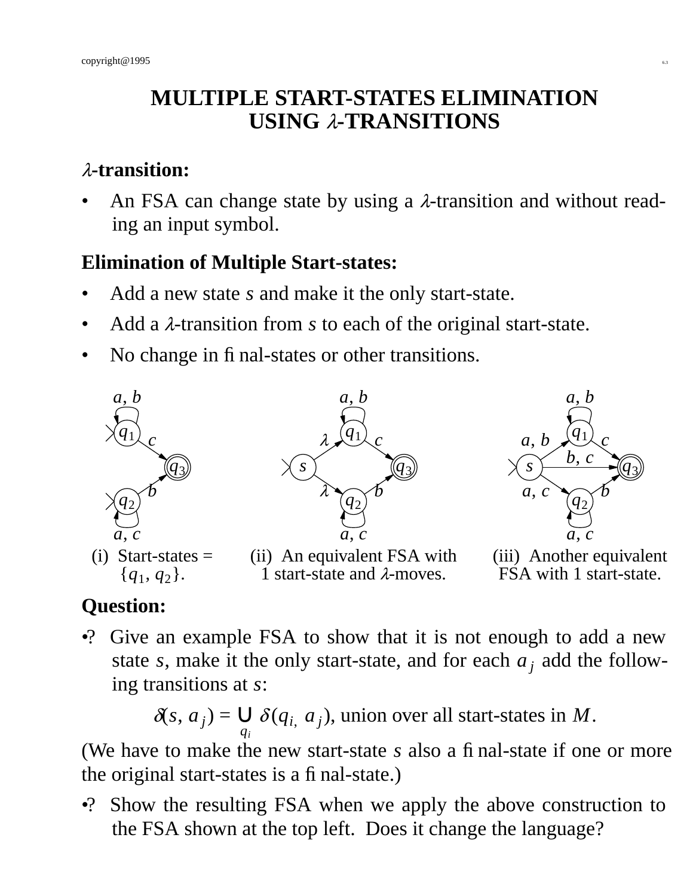# MULTIPLE START-STATES ELIMINATION USING $\lambda$-TRANSITIONS

**$\lambda$-transition:**

- An FSA can change state by using a $\lambda$-transition and without reading an input symbol.

**Elimination of Multiple Start-states:**

- Add a new state $s$ and make it the only start-state.
- Add a $\lambda$-transition from $s$ to each of the original start-state.
- No change in final-states or other transitions.

(i) Start-states = $\{q_1, q_2\}$.

(ii) An equivalent FSA with 1 start-state and $\lambda$-moves.

(iii) Another equivalent FSA with 1 start-state.

**Question:**

•? Give an example FSA to show that it is not enough to add a new state $s$, make it the only start-state, and for each $a_j$ add the following transitions at $s$:

$$\delta(s, a_j) = \bigcup_{q_i} \delta(q_i, a_j), \text{ union over all start-states in } M.$$

(We have to make the new start-state $s$ also a final-state if one or more the original start-states is a final-state.)

•? Show the resulting FSA when we apply the above construction to the FSA shown at the top left. Does it change the language?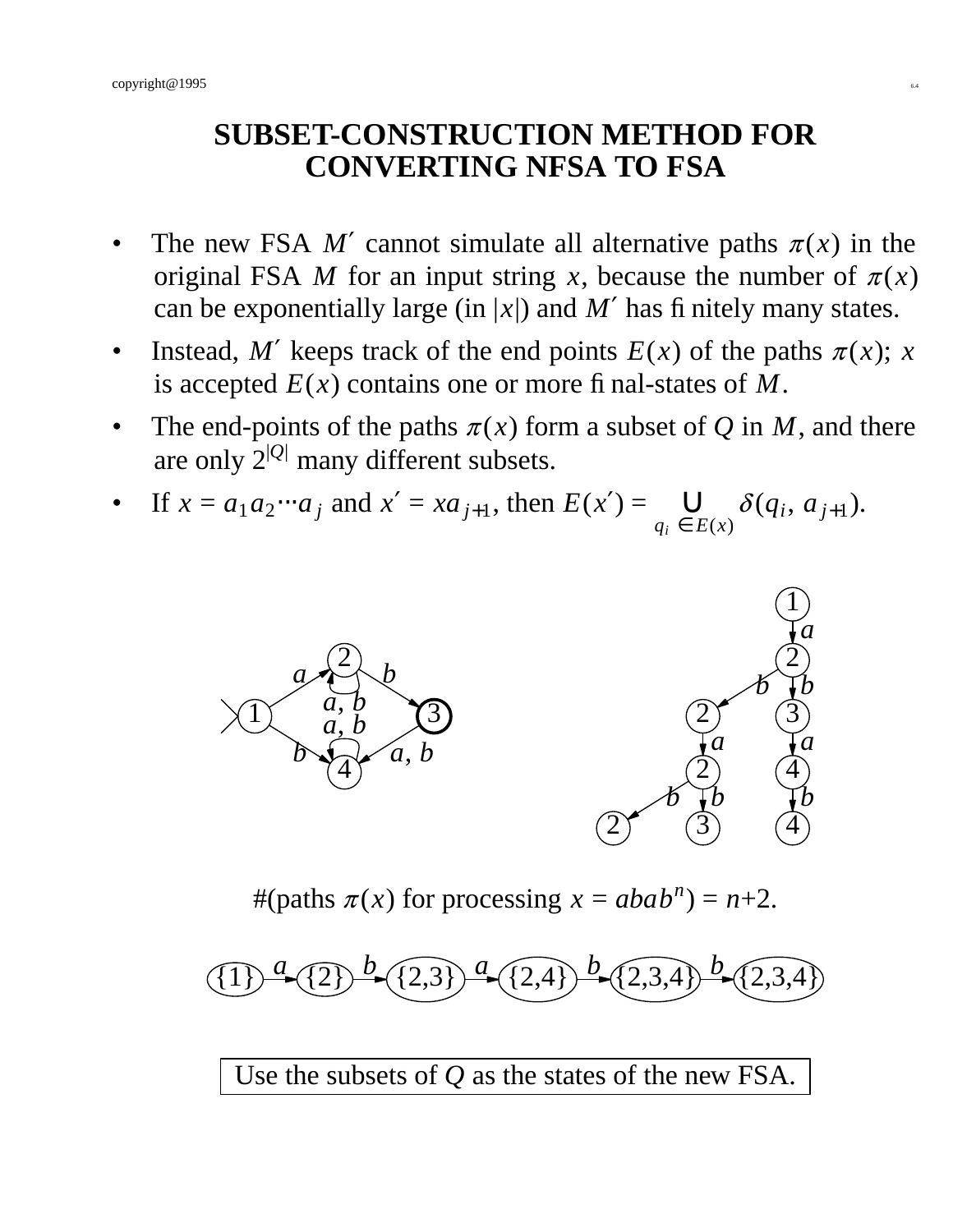# SUBSET-CONSTRUCTION METHOD FOR CONVERTING NFSA TO FSA

- The new FSA $M'$ cannot simulate all alternative paths $\pi(x)$ in the original FSA $M$ for an input string $x$, because the number of $\pi(x)$ can be exponentially large (in $|x|$) and $M'$ has finitely many states.
- Instead, $M'$ keeps track of the end points $E(x)$ of the paths $\pi(x)$; $x$ is accepted $E(x)$ contains one or more final-states of $M$.
- The end-points of the paths $\pi(x)$ form a subset of $Q$ in $M$, and there are only $2^{|Q|}$ many different subsets.
- If $x = a_1 a_2 \cdots a_j$ and $x' = x a_{j+1}$, then $E(x') = \bigcup_{q_i \in E(x)} \delta(q_i, a_{j+1})$.

#(paths $\pi(x)$ for processing $x = abab^n$) = $n$+2.

{1} $\xrightarrow{a}$ {2} $\xrightarrow{b}$ {2,3} $\xrightarrow{a}$ {2,4} $\xrightarrow{b}$ {2,3,4} $\xrightarrow{b}$ {2,3,4}

| Use the subsets of $Q$ as the states of the new FSA. |
|---|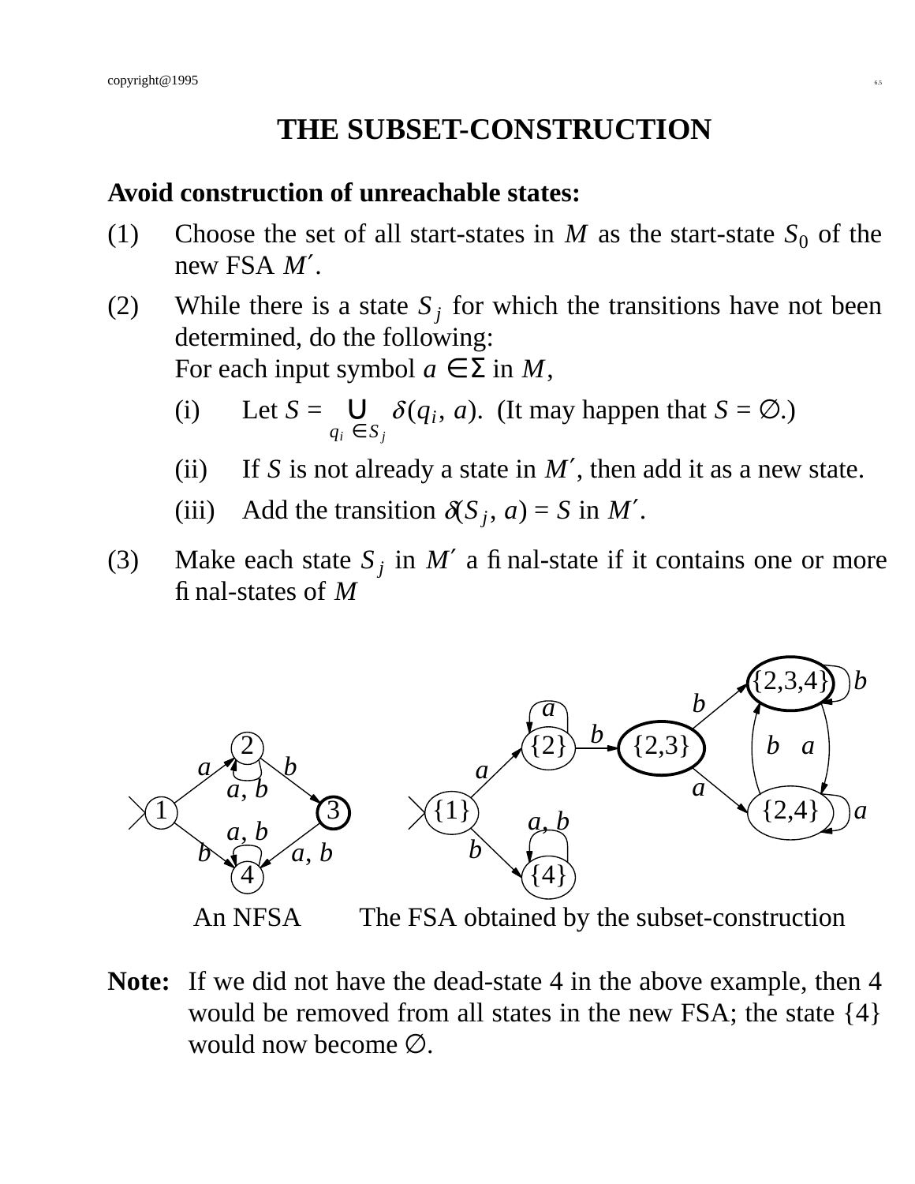# THE SUBSET-CONSTRUCTION

**Avoid construction of unreachable states:**

(1) Choose the set of all start-states in $M$ as the start-state $S_0$ of the new FSA $M'$.

(2) While there is a state $S_j$ for which the transitions have not been determined, do the following:
For each input symbol $a \in \Sigma$ in $M$,

- (i) Let $S = \bigcup_{q_i \in S_j} \delta(q_i, a)$. (It may happen that $S = \emptyset$.)
- (ii) If $S$ is not already a state in $M'$, then add it as a new state.
- (iii) Add the transition $\delta(S_j, a) = S$ in $M'$.

(3) Make each state $S_j$ in $M'$ a final-state if it contains one or more final-states of $M$

An NFSA The FSA obtained by the subset-construction

**Note:** If we did not have the dead-state 4 in the above example, then 4 would be removed from all states in the new FSA; the state {4} would now become $\emptyset$.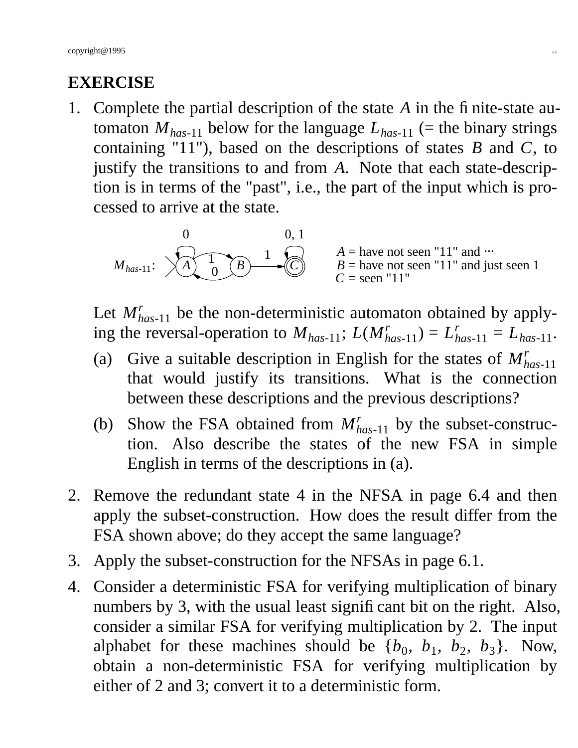# EXERCISE

1. Complete the partial description of the state $A$ in the finite-state automaton $M_{has\text{-}11}$ below for the language $L_{has\text{-}11}$ (= the binary strings containing "11"), based on the descriptions of states $B$ and $C$, to justify the transitions to and from $A$. Note that each state-description is in terms of the "past", i.e., the part of the input which is processed to arrive at the state.

   $M_{has\text{-}11}$: (start) → $A$; $A$ —0→ $A$; $A$ —1→ $B$; $B$ —0→ $A$; $B$ —1→ $C$; $C$ —0, 1→ $C$ (final)

   $A$ = have not seen "11" and ⋯
   $B$ = have not seen "11" and just seen 1
   $C$ = seen "11"

   Let $M^r_{has\text{-}11}$ be the non-deterministic automaton obtained by applying the reversal-operation to $M_{has\text{-}11}$; $L(M^r_{has\text{-}11}) = L^r_{has\text{-}11} = L_{has\text{-}11}$.

   (a) Give a suitable description in English for the states of $M^r_{has\text{-}11}$ that would justify its transitions. What is the connection between these descriptions and the previous descriptions?

   (b) Show the FSA obtained from $M^r_{has\text{-}11}$ by the subset-construction. Also describe the states of the new FSA in simple English in terms of the descriptions in (a).

2. Remove the redundant state 4 in the NFSA in page 6.4 and then apply the subset-construction. How does the result differ from the FSA shown above; do they accept the same language?

3. Apply the subset-construction for the NFSAs in page 6.1.

4. Consider a deterministic FSA for verifying multiplication of binary numbers by 3, with the usual least significant bit on the right. Also, consider a similar FSA for verifying multiplication by 2. The input alphabet for these machines should be $\{b_0, b_1, b_2, b_3\}$. Now, obtain a non-deterministic FSA for verifying multiplication by either of 2 and 3; convert it to a deterministic form.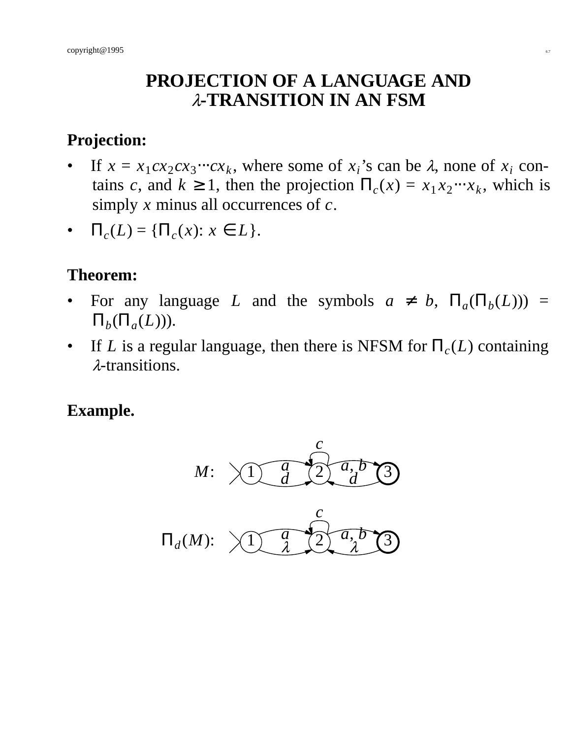# PROJECTION OF A LANGUAGE AND $\lambda$-TRANSITION IN AN FSM

**Projection:**

- If $x = x_1 c x_2 c x_3 \cdots c x_k$, where some of $x_i$'s can be $\lambda$, none of $x_i$ contains $c$, and $k \geq 1$, then the projection $\Pi_c(x) = x_1 x_2 \cdots x_k$, which is simply $x$ minus all occurrences of $c$.
- $\Pi_c(L) = \{\Pi_c(x) \colon x \in L\}$.

**Theorem:**

- For any language $L$ and the symbols $a \neq b$, $\Pi_a(\Pi_b(L))) = \Pi_b(\Pi_a(L)))$.
- If $L$ is a regular language, then there is NFSM for $\Pi_c(L)$ containing $\lambda$-transitions.

**Example.**

$M$: states 1 (start), 2, 3 (final); transitions $1 \xrightarrow{a} 2$, $1 \xrightarrow{d} 2$, $2 \xrightarrow{c} 2$, $2 \xrightarrow{a,b} 3$, $3 \xrightarrow{d} 2$.

$\Pi_d(M)$: states 1 (start), 2, 3 (final); transitions $1 \xrightarrow{a} 2$, $1 \xrightarrow{\lambda} 2$, $2 \xrightarrow{c} 2$, $2 \xrightarrow{a,b} 3$, $3 \xrightarrow{\lambda} 2$.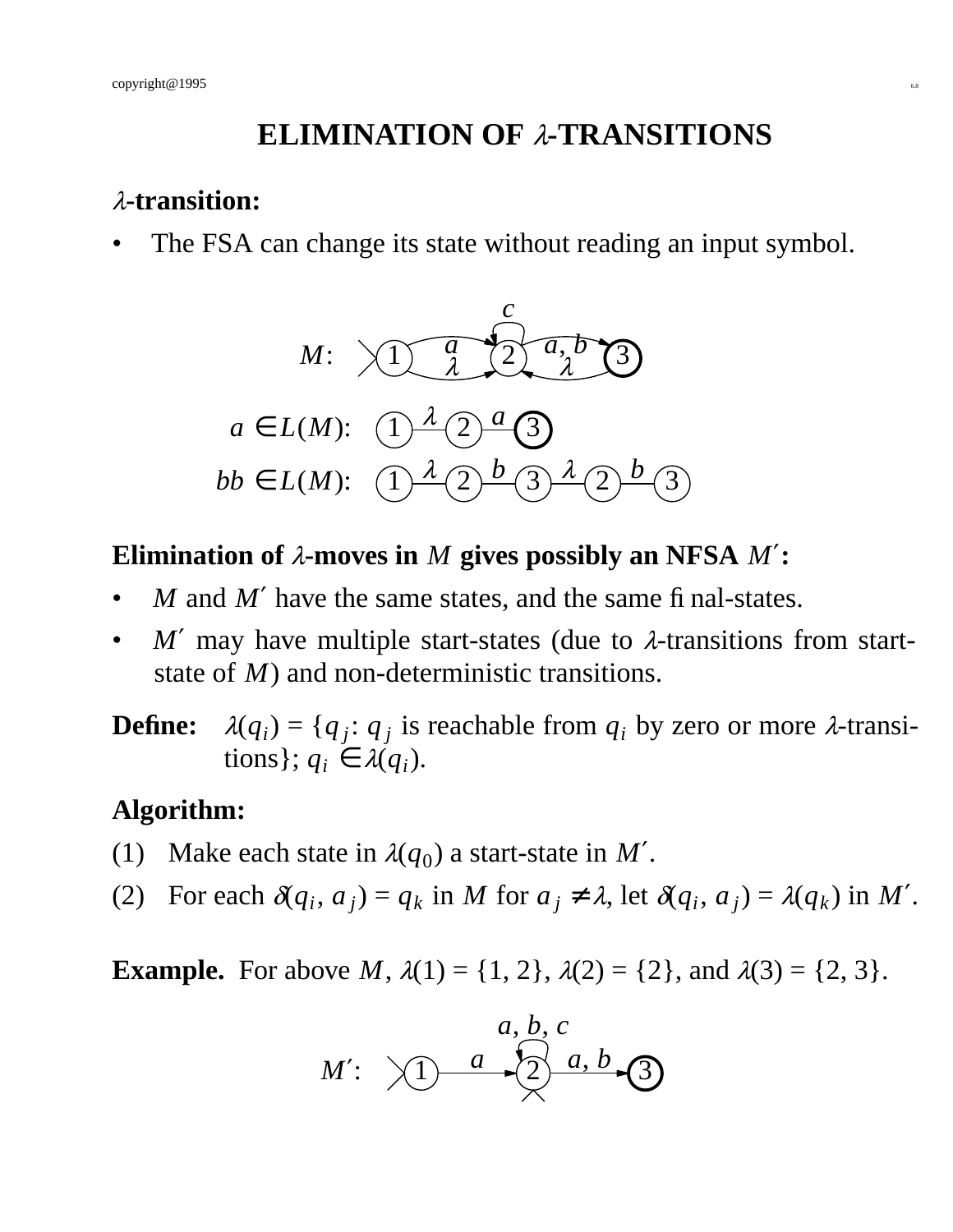# ELIMINATION OF $\lambda$-TRANSITIONS

**$\lambda$-transition:**

- The FSA can change its state without reading an input symbol.

$M$: (states 1, 2, 3; transitions: 1 $\xrightarrow{a}$ 2, 1 $\xrightarrow{\lambda}$ 2, 2 $\xrightarrow{c}$ 2, 2 $\xrightarrow{a, b}$ 3, 3 $\xrightarrow{\lambda}$ 2)

$a \in L(M)$: 1 $\xrightarrow{\lambda}$ 2 $\xrightarrow{a}$ 3

$bb \in L(M)$: 1 $\xrightarrow{\lambda}$ 2 $\xrightarrow{b}$ 3 $\xrightarrow{\lambda}$ 2 $\xrightarrow{b}$ 3

**Elimination of $\lambda$-moves in $M$ gives possibly an NFSA $M'$:**

- $M$ and $M'$ have the same states, and the same final-states.
- $M'$ may have multiple start-states (due to $\lambda$-transitions from start-state of $M$) and non-deterministic transitions.

**Define:** $\lambda(q_i) = \{q_j : q_j$ is reachable from $q_i$ by zero or more $\lambda$-transitions$\}$; $q_i \in \lambda(q_i)$.

**Algorithm:**

(1) Make each state in $\lambda(q_0)$ a start-state in $M'$.

(2) For each $\delta(q_i, a_j) = q_k$ in $M$ for $a_j \neq \lambda$, let $\delta(q_i, a_j) = \lambda(q_k)$ in $M'$.

**Example.** For above $M$, $\lambda(1) = \{1, 2\}$, $\lambda(2) = \{2\}$, and $\lambda(3) = \{2, 3\}$.

$M'$: (start-states 1 and 2; transitions: 1 $\xrightarrow{a}$ 2, 2 $\xrightarrow{a, b, c}$ 2, 2 $\xrightarrow{a, b}$ 3; final state 3)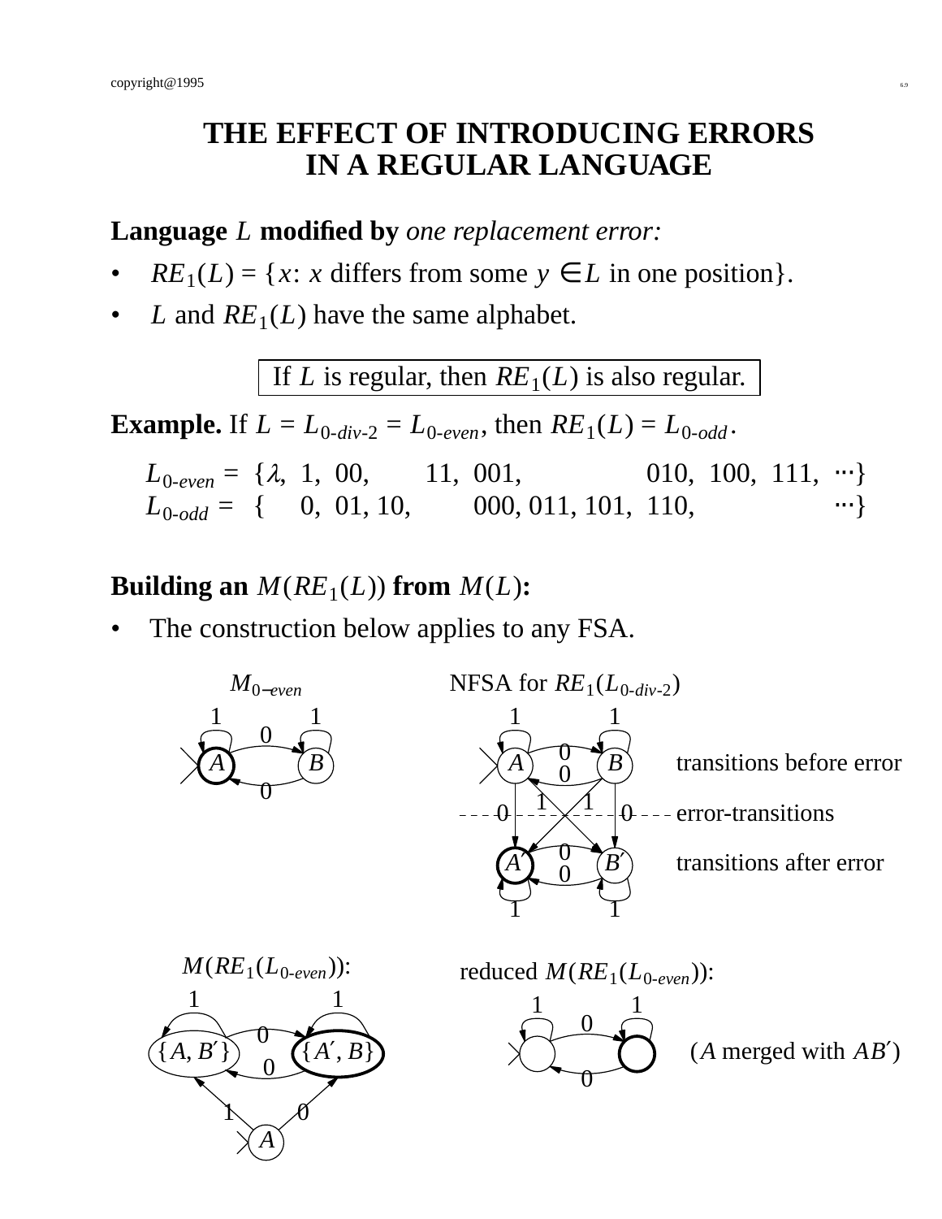# THE EFFECT OF INTRODUCING ERRORS IN A REGULAR LANGUAGE

**Language** $L$ **modified by** *one replacement error:*

- $RE_1(L) = \{x\text{: } x \text{ differs from some } y \in L \text{ in one position}\}$.
- $L$ and $RE_1(L)$ have the same alphabet.

> If $L$ is regular, then $RE_1(L)$ is also regular.

**Example.** If $L = L_{0\text{-}div\text{-}2} = L_{0\text{-}even}$, then $RE_1(L) = L_{0\text{-}odd}$.

$L_{0\text{-}even} = \{\lambda,\ 1,\ 00,\ 11,\ 001,\ 010,\ 100,\ 111,\ \cdots\}$
$L_{0\text{-}odd} = \{0,\ 01,\ 10,\ 000,\ 011,\ 101,\ 110,\ \cdots\}$

**Building an** $M(RE_1(L))$ **from** $M(L)$**:**

- The construction below applies to any FSA.

$M_{0\text{-}even}$

NFSA for $RE_1(L_{0\text{-}div\text{-}2})$

transitions before error

error-transitions

transitions after error

$M(RE_1(L_{0\text{-}even}))$:

reduced $M(RE_1(L_{0\text{-}even}))$:

($A$ merged with $AB'$)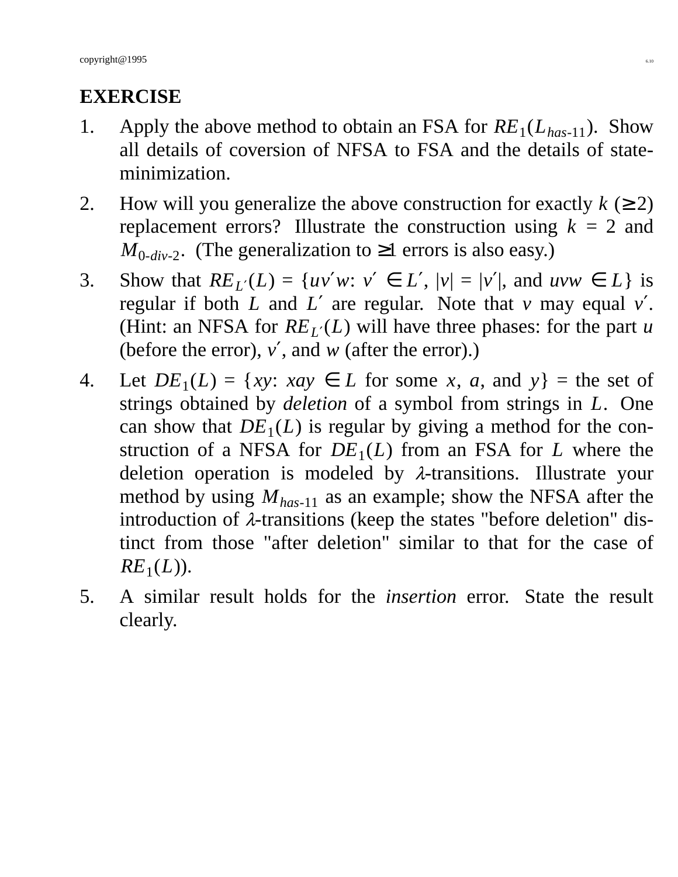## EXERCISE

1. Apply the above method to obtain an FSA for $RE_1(L_{has\text{-}11})$. Show all details of coversion of NFSA to FSA and the details of state-minimization.

2. How will you generalize the above construction for exactly $k$ ($\geq 2$) replacement errors? Illustrate the construction using $k = 2$ and $M_{0\text{-}div\text{-}2}$. (The generalization to $\geq 1$ errors is also easy.)

3. Show that $RE_{L'}(L) = \{uv'w\text{: } v' \in L', |v| = |v'|, \text{ and } uvw \in L\}$ is regular if both $L$ and $L'$ are regular. Note that $v$ may equal $v'$. (Hint: an NFSA for $RE_{L'}(L)$ will have three phases: for the part $u$ (before the error), $v'$, and $w$ (after the error).)

4. Let $DE_1(L) = \{xy\text{: } xay \in L \text{ for some } x, a, \text{ and } y\}$ = the set of strings obtained by *deletion* of a symbol from strings in $L$. One can show that $DE_1(L)$ is regular by giving a method for the construction of a NFSA for $DE_1(L)$ from an FSA for $L$ where the deletion operation is modeled by $\lambda$-transitions. Illustrate your method by using $M_{has\text{-}11}$ as an example; show the NFSA after the introduction of $\lambda$-transitions (keep the states "before deletion" distinct from those "after deletion" similar to that for the case of $RE_1(L)$).

5. A similar result holds for the *insertion* error. State the result clearly.